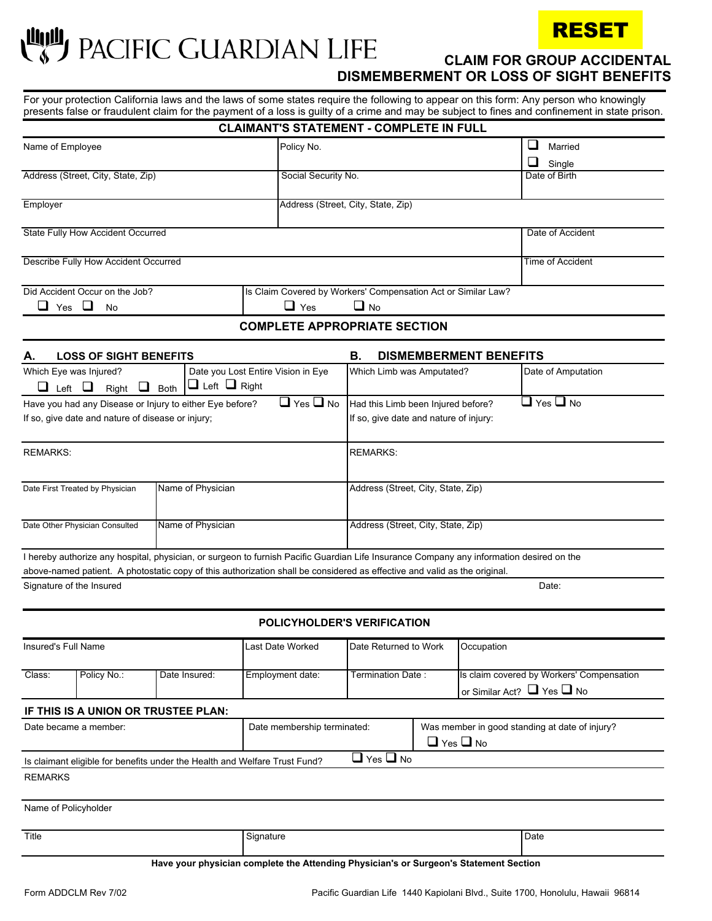# PACIFIC GUARDIAN LIFE

RESET

## CLAIM FOR GROUP ACCIDENTAL DISMEMBERMENT OR LOSS OF SIGHT BENEFITS

For your protection California laws and the laws of some states require the following to appear on this form: Any person who knowingly presents false or fraudulent claim for the payment of a loss is guilty of a crime and may be subject to fines and confinement in state prison.

### CLAIMANT'S STATEMENT - COMPLETE IN FULL

| Name of Employee | Policy No. | ❑ Married ❑ Single |
|---|---|---|
| Address (Street, City, State, Zip) | Social Security No. | Date of Birth |
| Employer | Address (Street, City, State, Zip) | |
| State Fully How Accident Occurred | | Date of Accident |
| Describe Fully How Accident Occurred | | Time of Accident |
| Did Accident Occur on the Job? ❑ Yes ❑ No | Is Claim Covered by Workers' Compensation Act or Similar Law? ❑ Yes ❑ No | |

### COMPLETE APPROPRIATE SECTION

| A. LOSS OF SIGHT BENEFITS | | B. DISMEMBERMENT BENEFITS | |
|---|---|---|---|
| Which Eye was Injured? ❑ Left ❑ Right ❑ Both | Date you Lost Entire Vision in Eye ❑ Left ❑ Right | Which Limb was Amputated? | Date of Amputation |
| Have you had any Disease or Injury to either Eye before? ❑ Yes ❑ No<br>If so, give date and nature of disease or injury; | | Had this Limb been Injured before? ❑ Yes ❑ No<br>If so, give date and nature of injury: | |
| REMARKS: | | REMARKS: | |
| Date First Treated by Physician | Name of Physician | Address (Street, City, State, Zip) | |
| Date Other Physician Consulted | Name of Physician | Address (Street, City, State, Zip) | |

I hereby authorize any hospital, physician, or surgeon to furnish Pacific Guardian Life Insurance Company any information desired on the above-named patient. A photostatic copy of this authorization shall be considered as effective and valid as the original.

Signature of the Insured &emsp;&emsp;&emsp;&emsp;&emsp;&emsp;&emsp;&emsp; Date:

### POLICYHOLDER'S VERIFICATION

| Insured's Full Name | | | Last Date Worked | Date Returned to Work | Occupation |
|---|---|---|---|---|---|
| Class: | Policy No.: | Date Insured: | Employment date: | Termination Date : | Is claim covered by Workers' Compensation or Similar Act? ❑ Yes ❑ No |

**IF THIS IS A UNION OR TRUSTEE PLAN:**

| Date became a member: | Date membership terminated: | Was member in good standing at date of injury? ❑ Yes ❑ No |
|---|---|---|

Is claimant eligible for benefits under the Health and Welfare Trust Fund? ❑ Yes ❑ No

REMARKS

Name of Policyholder

| Title | Signature | Date |
|---|---|---|

**Have your physician complete the Attending Physician's or Surgeon's Statement Section**

Form ADDCLM Rev 7/02 &emsp; Pacific Guardian Life 1440 Kapiolani Blvd., Suite 1700, Honolulu, Hawaii 96814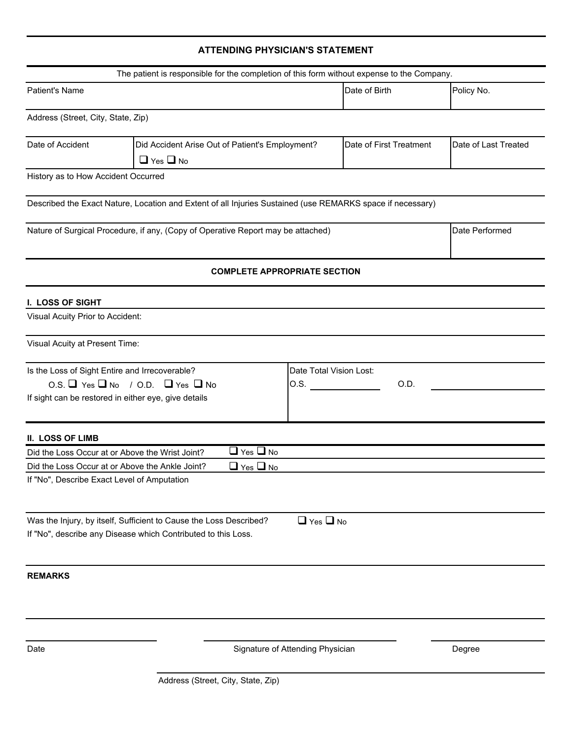# ATTENDING PHYSICIAN'S STATEMENT

The patient is responsible for the completion of this form without expense to the Company.

| Patient's Name | Date of Birth | Policy No. |
| --- | --- | --- |
| | | |

Address (Street, City, State, Zip)

| Date of Accident | Did Accident Arise Out of Patient's Employment? ☐ Yes ☐ No | Date of First Treatment | Date of Last Treated |
| --- | --- | --- | --- |
| | | | |

History as to How Accident Occurred

Described the Exact Nature, Location and Extent of all Injuries Sustained (use REMARKS space if necessary)

| Nature of Surgical Procedure, if any, (Copy of Operative Report may be attached) | Date Performed |
| --- | --- |
| | |

## COMPLETE APPROPRIATE SECTION

### I. LOSS OF SIGHT

Visual Acuity Prior to Accident:

Visual Acuity at Present Time:

Is the Loss of Sight Entire and Irrecoverable?

O.S. ☐ Yes ☐ No / O.D. ☐ Yes ☐ No

If sight can be restored in either eye, give details

Date Total Vision Lost:

O.S. ____________ O.D. ____________

### II. LOSS OF LIMB

Did the Loss Occur at or Above the Wrist Joint? ☐ Yes ☐ No

Did the Loss Occur at or Above the Ankle Joint? ☐ Yes ☐ No

If "No", Describe Exact Level of Amputation

Was the Injury, by itself, Sufficient to Cause the Loss Described? ☐ Yes ☐ No

If "No", describe any Disease which Contributed to this Loss.

**REMARKS**

Date ____________ Signature of Attending Physician ____________ Degree ____________

Address (Street, City, State, Zip)